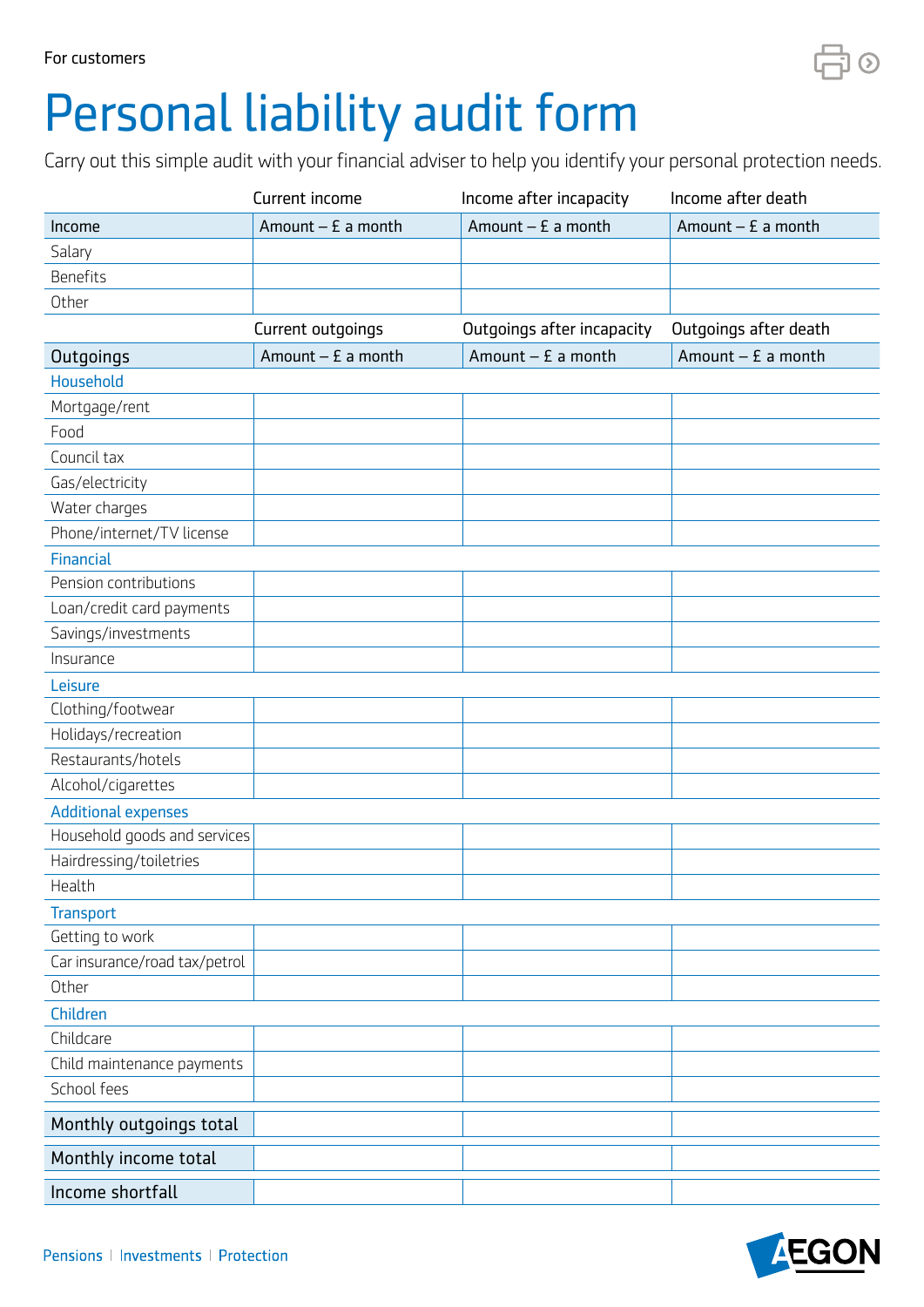For customers

# Personal liability audit form

Carry out this simple audit with your financial adviser to help you identify your personal protection needs.

| | Current income | Income after incapacity | Income after death |
|---|---|---|---|
| Income | Amount – £ a month | Amount – £ a month | Amount – £ a month |
| Salary | | | |
| Benefits | | | |
| Other | | | |

| | Current outgoings | Outgoings after incapacity | Outgoings after death |
|---|---|---|---|
| Outgoings | Amount – £ a month | Amount – £ a month | Amount – £ a month |
| **Household** | | | |
| Mortgage/rent | | | |
| Food | | | |
| Council tax | | | |
| Gas/electricity | | | |
| Water charges | | | |
| Phone/internet/TV license | | | |
| **Financial** | | | |
| Pension contributions | | | |
| Loan/credit card payments | | | |
| Savings/investments | | | |
| Insurance | | | |
| **Leisure** | | | |
| Clothing/footwear | | | |
| Holidays/recreation | | | |
| Restaurants/hotels | | | |
| Alcohol/cigarettes | | | |
| **Additional expenses** | | | |
| Household goods and services | | | |
| Hairdressing/toiletries | | | |
| Health | | | |
| **Transport** | | | |
| Getting to work | | | |
| Car insurance/road tax/petrol | | | |
| Other | | | |
| **Children** | | | |
| Childcare | | | |
| Child maintenance payments | | | |
| School fees | | | |
| Monthly outgoings total | | | |
| Monthly income total | | | |
| Income shortfall | | | |

Pensions | Investments | Protection

AEGON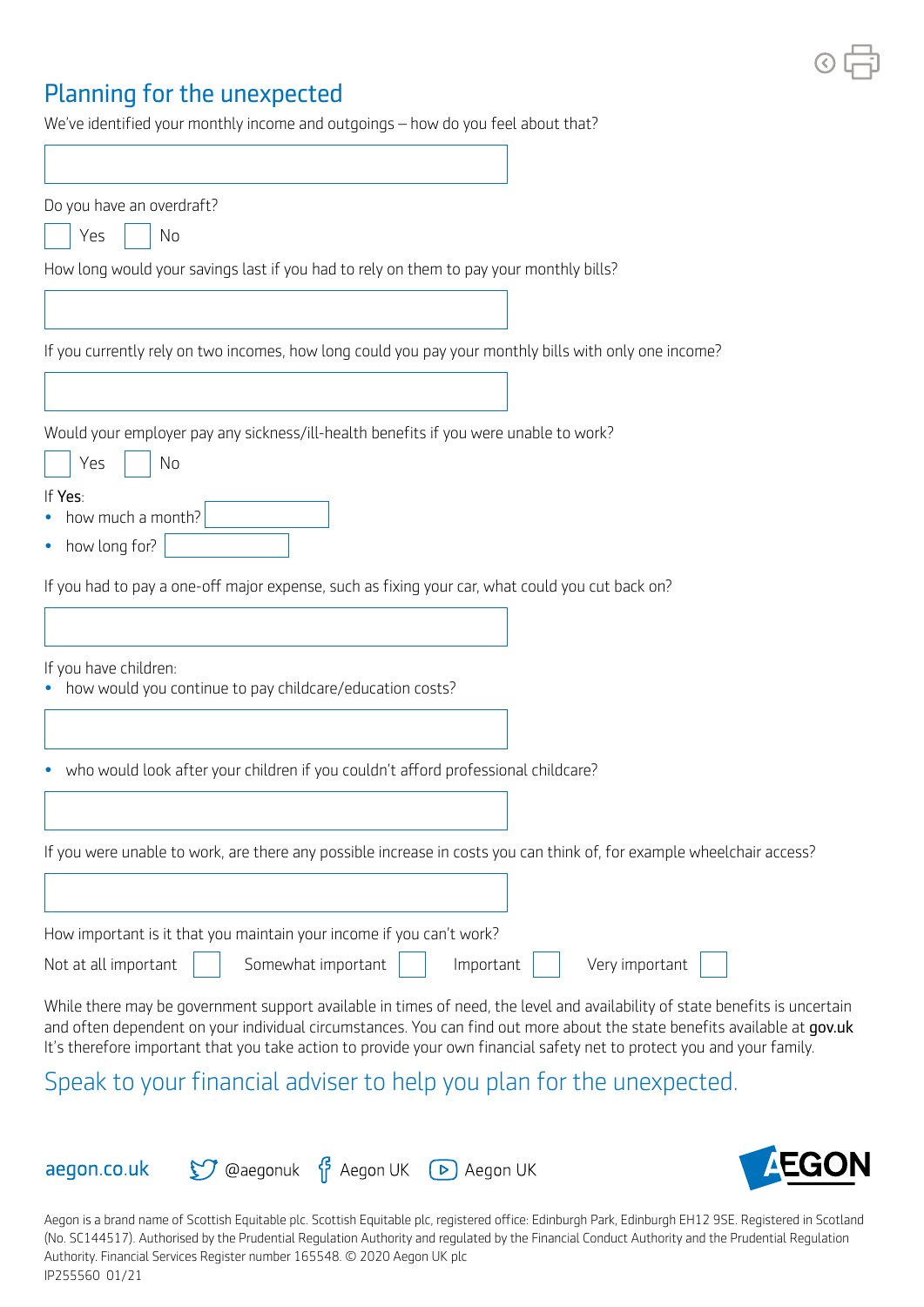# Planning for the unexpected

We've identified your monthly income and outgoings – how do you feel about that?

Do you have an overdraft?

Yes ☐ No ☐

How long would your savings last if you had to rely on them to pay your monthly bills?

If you currently rely on two incomes, how long could you pay your monthly bills with only one income?

Would your employer pay any sickness/ill-health benefits if you were unable to work?

Yes ☐ No ☐

If **Yes**:

- how much a month?
- how long for?

If you had to pay a one-off major expense, such as fixing your car, what could you cut back on?

If you have children:

- how would you continue to pay childcare/education costs?

- who would look after your children if you couldn't afford professional childcare?

If you were unable to work, are there any possible increase in costs you can think of, for example wheelchair access?

How important is it that you maintain your income if you can't work?

Not at all important ☐ Somewhat important ☐ Important ☐ Very important ☐

While there may be government support available in times of need, the level and availability of state benefits is uncertain and often dependent on your individual circumstances. You can find out more about the state benefits available at gov.uk It's therefore important that you take action to provide your own financial safety net to protect you and your family.

## Speak to your financial adviser to help you plan for the unexpected.

aegon.co.uk @aegonuk Aegon UK Aegon UK

AEGON

Aegon is a brand name of Scottish Equitable plc. Scottish Equitable plc, registered office: Edinburgh Park, Edinburgh EH12 9SE. Registered in Scotland (No. SC144517). Authorised by the Prudential Regulation Authority and regulated by the Financial Conduct Authority and the Prudential Regulation Authority. Financial Services Register number 165548. © 2020 Aegon UK plc
IP255560 01/21